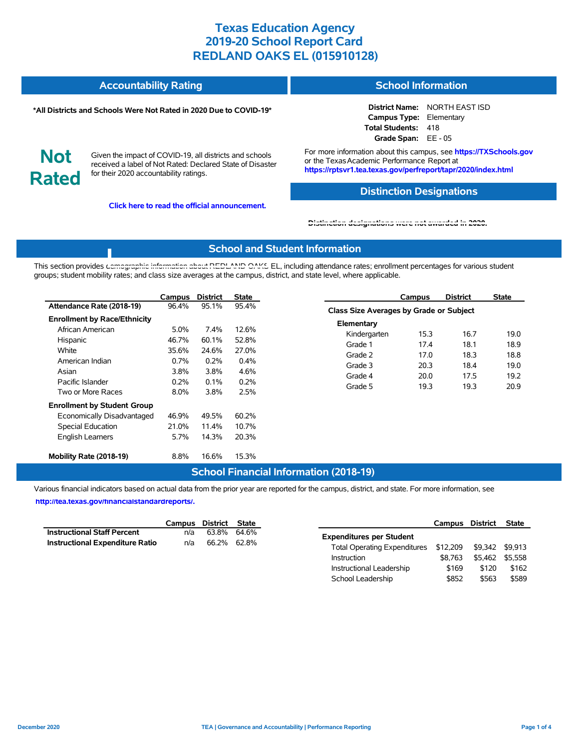# Texas Education Agency
# 2019-20 School Report Card
# REDLAND OAKS EL (015910128)

## Accountability Rating

**\*All Districts and Schools Were Not Rated in 2020 Due to COVID-19\***

**Not Rated**

Given the impact of COVID-19, all districts and schools received a label of Not Rated: Declared State of Disaster for their 2020 accountability ratings.

**Click here to read the official announcement.**

## School Information

**District Name:** NORTH EAST ISD
**Campus Type:** Elementary
**Total Students:** 418
**Grade Span:** EE - 05

For more information about this campus, see **https://TXSchools.gov** or the Texas Academic Performance Report at **https://rptsvr1.tea.texas.gov/perfreport/tapr/2020/index.html**

## Distinction Designations

Distinction designations were not awarded in 2020.

## School and Student Information

This section provides demographic information about REDLAND OAKS EL, including attendance rates; enrollment percentages for various student groups; student mobility rates; and class size averages at the campus, district, and state level, where applicable.

| | Campus | District | State |
|---|---|---|---|
| **Attendance Rate (2018-19)** | 96.4% | 95.1% | 95.4% |
| **Enrollment by Race/Ethnicity** | | | |
| African American | 5.0% | 7.4% | 12.6% |
| Hispanic | 46.7% | 60.1% | 52.8% |
| White | 35.6% | 24.6% | 27.0% |
| American Indian | 0.7% | 0.2% | 0.4% |
| Asian | 3.8% | 3.8% | 4.6% |
| Pacific Islander | 0.2% | 0.1% | 0.2% |
| Two or More Races | 8.0% | 3.8% | 2.5% |
| **Enrollment by Student Group** | | | |
| Economically Disadvantaged | 46.9% | 49.5% | 60.2% |
| Special Education | 21.0% | 11.4% | 10.7% |
| English Learners | 5.7% | 14.3% | 20.3% |
| **Mobility Rate (2018-19)** | 8.8% | 16.6% | 15.3% |

| | Campus | District | State |
|---|---|---|---|
| **Class Size Averages by Grade or Subject** | | | |
| **Elementary** | | | |
| Kindergarten | 15.3 | 16.7 | 19.0 |
| Grade 1 | 17.4 | 18.1 | 18.9 |
| Grade 2 | 17.0 | 18.3 | 18.8 |
| Grade 3 | 20.3 | 18.4 | 19.0 |
| Grade 4 | 20.0 | 17.5 | 19.2 |
| Grade 5 | 19.3 | 19.3 | 20.9 |

## School Financial Information (2018-19)

Various financial indicators based on actual data from the prior year are reported for the campus, district, and state. For more information, see **http://tea.texas.gov/financialstandardreports/.**

| | Campus | District | State |
|---|---|---|---|
| **Instructional Staff Percent** | n/a | 63.8% | 64.6% |
| **Instructional Expenditure Ratio** | n/a | 66.2% | 62.8% |

| | Campus | District | State |
|---|---|---|---|
| **Expenditures per Student** | | | |
| Total Operating Expenditures | $12,209 | $9,342 | $9,913 |
| Instruction | $8,763 | $5,462 | $5,558 |
| Instructional Leadership | $169 | $120 | $162 |
| School Leadership | $852 | $563 | $589 |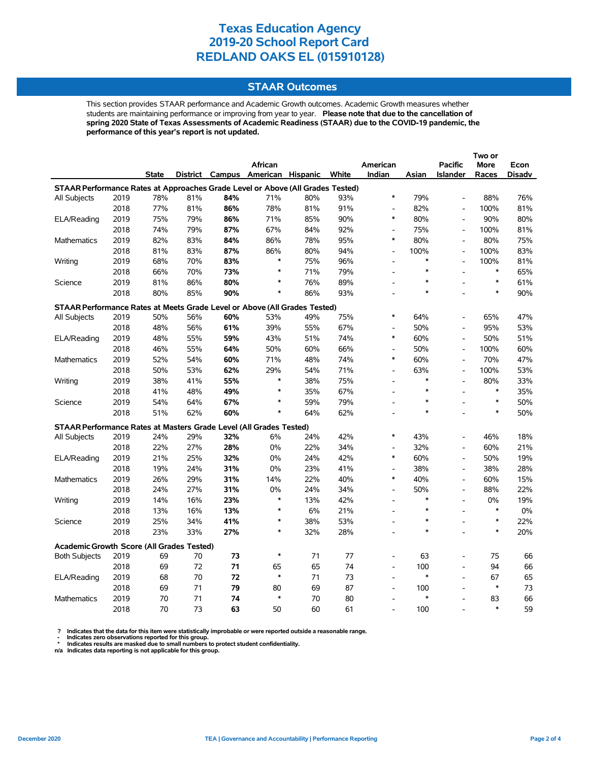# Texas Education Agency
# 2019-20 School Report Card
# REDLAND OAKS EL (015910128)

## STAAR Outcomes

This section provides STAAR performance and Academic Growth outcomes. Academic Growth measures whether students are maintaining performance or improving from year to year. **Please note that due to the cancellation of spring 2020 State of Texas Assessments of Academic Readiness (STAAR) due to the COVID-19 pandemic, the performance of this year's report is not updated.**

| | | State | District | Campus | African American | Hispanic | White | American Indian | Asian | Pacific Islander | Two or More Races | Econ Disadv |
|---|---|---|---|---|---|---|---|---|---|---|---|---|
| **STAAR Performance Rates at Approaches Grade Level or Above (All Grades Tested)** | | | | | | | | | | | | |
| All Subjects | 2019 | 78% | 81% | **84%** | 71% | 80% | 93% | * | 79% | - | 88% | 76% |
| | 2018 | 77% | 81% | **86%** | 78% | 81% | 91% | - | 82% | - | 100% | 81% |
| ELA/Reading | 2019 | 75% | 79% | **86%** | 71% | 85% | 90% | * | 80% | - | 90% | 80% |
| | 2018 | 74% | 79% | **87%** | 67% | 84% | 92% | - | 75% | - | 100% | 81% |
| Mathematics | 2019 | 82% | 83% | **84%** | 86% | 78% | 95% | * | 80% | - | 80% | 75% |
| | 2018 | 81% | 83% | **87%** | 86% | 80% | 94% | - | 100% | - | 100% | 83% |
| Writing | 2019 | 68% | 70% | **83%** | * | 75% | 96% | - | * | - | 100% | 81% |
| | 2018 | 66% | 70% | **73%** | * | 71% | 79% | - | * | - | * | 65% |
| Science | 2019 | 81% | 86% | **80%** | * | 76% | 89% | - | * | - | * | 61% |
| | 2018 | 80% | 85% | **90%** | * | 86% | 93% | - | * | - | * | 90% |
| **STAAR Performance Rates at Meets Grade Level or Above (All Grades Tested)** | | | | | | | | | | | | |
| All Subjects | 2019 | 50% | 56% | **60%** | 53% | 49% | 75% | * | 64% | - | 65% | 47% |
| | 2018 | 48% | 56% | **61%** | 39% | 55% | 67% | - | 50% | - | 95% | 53% |
| ELA/Reading | 2019 | 48% | 55% | **59%** | 43% | 51% | 74% | * | 60% | - | 50% | 51% |
| | 2018 | 46% | 55% | **64%** | 50% | 60% | 66% | - | 50% | - | 100% | 60% |
| Mathematics | 2019 | 52% | 54% | **60%** | 71% | 48% | 74% | * | 60% | - | 70% | 47% |
| | 2018 | 50% | 53% | **62%** | 29% | 54% | 71% | - | 63% | - | 100% | 53% |
| Writing | 2019 | 38% | 41% | **55%** | * | 38% | 75% | - | * | - | 80% | 33% |
| | 2018 | 41% | 48% | **49%** | * | 35% | 67% | - | * | - | * | 35% |
| Science | 2019 | 54% | 64% | **67%** | * | 59% | 79% | - | * | - | * | 50% |
| | 2018 | 51% | 62% | **60%** | * | 64% | 62% | - | * | - | * | 50% |
| **STAAR Performance Rates at Masters Grade Level (All Grades Tested)** | | | | | | | | | | | | |
| All Subjects | 2019 | 24% | 29% | **32%** | 6% | 24% | 42% | * | 43% | - | 46% | 18% |
| | 2018 | 22% | 27% | **28%** | 0% | 22% | 34% | - | 32% | - | 60% | 21% |
| ELA/Reading | 2019 | 21% | 25% | **32%** | 0% | 24% | 42% | * | 60% | - | 50% | 19% |
| | 2018 | 19% | 24% | **31%** | 0% | 23% | 41% | - | 38% | - | 38% | 28% |
| Mathematics | 2019 | 26% | 29% | **31%** | 14% | 22% | 40% | * | 40% | - | 60% | 15% |
| | 2018 | 24% | 27% | **31%** | 0% | 24% | 34% | - | 50% | - | 88% | 22% |
| Writing | 2019 | 14% | 16% | **23%** | * | 13% | 42% | - | * | - | 0% | 19% |
| | 2018 | 13% | 16% | **13%** | * | 6% | 21% | - | * | - | * | 0% |
| Science | 2019 | 25% | 34% | **41%** | * | 38% | 53% | - | * | - | * | 22% |
| | 2018 | 23% | 33% | **27%** | * | 32% | 28% | - | * | - | * | 20% |
| **Academic Growth Score (All Grades Tested)** | | | | | | | | | | | | |
| Both Subjects | 2019 | 69 | 70 | **73** | * | 71 | 77 | - | 63 | - | 75 | 66 |
| | 2018 | 69 | 72 | **71** | 65 | 65 | 74 | - | 100 | - | 94 | 66 |
| ELA/Reading | 2019 | 68 | 70 | **72** | * | 71 | 73 | - | * | - | 67 | 65 |
| | 2018 | 69 | 71 | **79** | 80 | 69 | 87 | - | 100 | - | * | 73 |
| Mathematics | 2019 | 70 | 71 | **74** | * | 70 | 80 | - | * | - | 83 | 66 |
| | 2018 | 70 | 73 | **63** | 50 | 60 | 61 | - | 100 | - | * | 59 |

**? Indicates that the data for this item were statistically improbable or were reported outside a reasonable range.**
**- Indicates zero observations reported for this group.**
**\* Indicates results are masked due to small numbers to protect student confidentiality.**
**n/a Indicates data reporting is not applicable for this group.**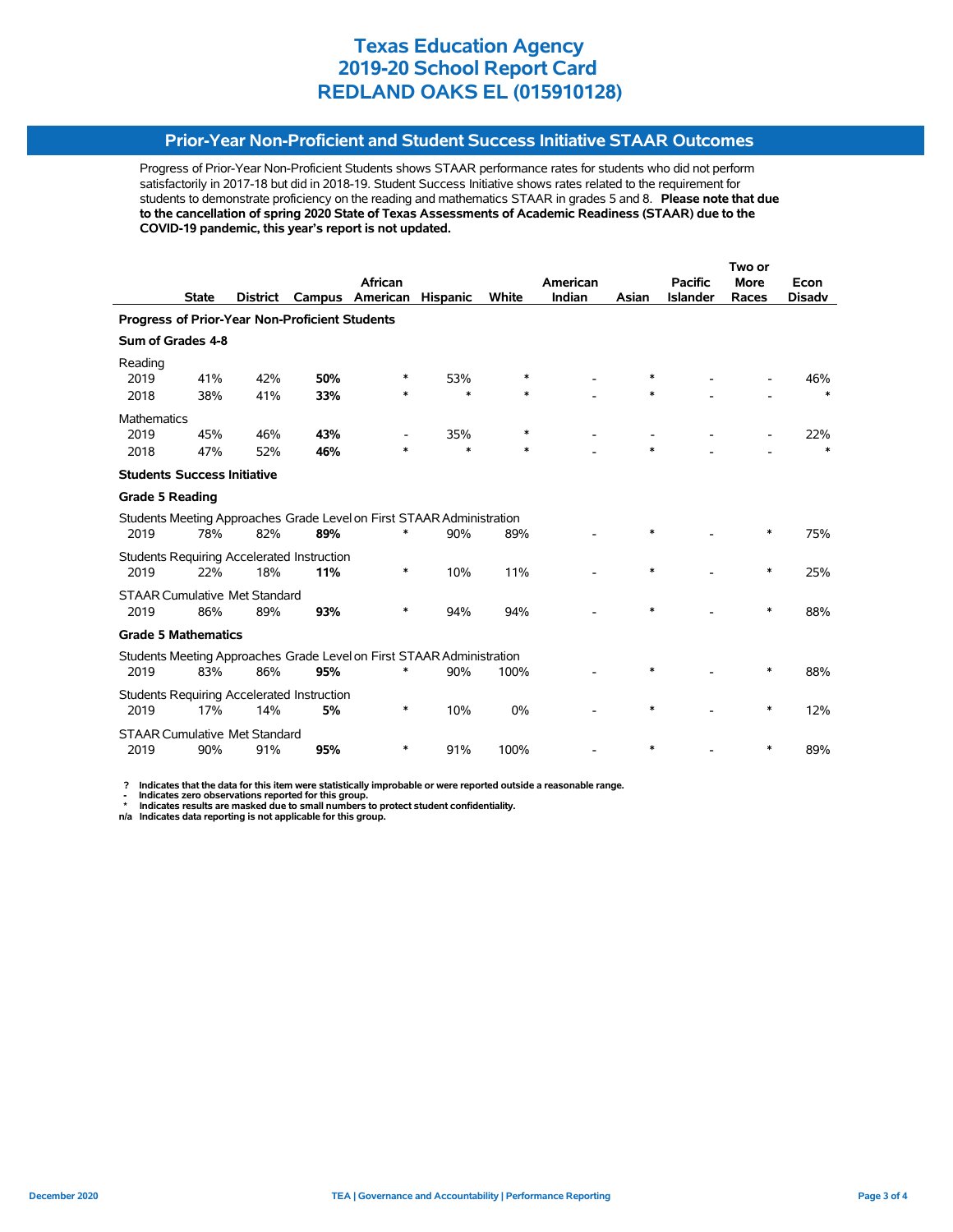# Texas Education Agency
# 2019-20 School Report Card
# REDLAND OAKS EL (015910128)

## Prior-Year Non-Proficient and Student Success Initiative STAAR Outcomes

Progress of Prior-Year Non-Proficient Students shows STAAR performance rates for students who did not perform satisfactorily in 2017-18 but did in 2018-19. Student Success Initiative shows rates related to the requirement for students to demonstrate proficiency on the reading and mathematics STAAR in grades 5 and 8. **Please note that due to the cancellation of spring 2020 State of Texas Assessments of Academic Readiness (STAAR) due to the COVID-19 pandemic, this year's report is not updated.**

| | State | District | Campus | African American | Hispanic | White | American Indian | Asian | Pacific Islander | Two or More Races | Econ Disadv |
|---|---|---|---|---|---|---|---|---|---|---|---|
| **Progress of Prior-Year Non-Proficient Students** | | | | | | | | | | | |
| **Sum of Grades 4-8** | | | | | | | | | | | |
| Reading | | | | | | | | | | | |
| 2019 | 41% | 42% | **50%** | * | 53% | * | - | * | - | - | 46% |
| 2018 | 38% | 41% | **33%** | * | * | * | - | * | - | - | * |
| Mathematics | | | | | | | | | | | |
| 2019 | 45% | 46% | **43%** | - | 35% | * | - | - | - | - | 22% |
| 2018 | 47% | 52% | **46%** | * | * | * | - | * | - | - | * |
| **Students Success Initiative** | | | | | | | | | | | |
| **Grade 5 Reading** | | | | | | | | | | | |
| Students Meeting Approaches Grade Level on First STAAR Administration | | | | | | | | | | | |
| 2019 | 78% | 82% | **89%** | * | 90% | 89% | - | * | - | * | 75% |
| Students Requiring Accelerated Instruction | | | | | | | | | | | |
| 2019 | 22% | 18% | **11%** | * | 10% | 11% | - | * | - | * | 25% |
| STAAR Cumulative Met Standard | | | | | | | | | | | |
| 2019 | 86% | 89% | **93%** | * | 94% | 94% | - | * | - | * | 88% |
| **Grade 5 Mathematics** | | | | | | | | | | | |
| Students Meeting Approaches Grade Level on First STAAR Administration | | | | | | | | | | | |
| 2019 | 83% | 86% | **95%** | * | 90% | 100% | - | * | - | * | 88% |
| Students Requiring Accelerated Instruction | | | | | | | | | | | |
| 2019 | 17% | 14% | **5%** | * | 10% | 0% | - | * | - | * | 12% |
| STAAR Cumulative Met Standard | | | | | | | | | | | |
| 2019 | 90% | 91% | **95%** | * | 91% | 100% | - | * | - | * | 89% |

**? Indicates that the data for this item were statistically improbable or were reported outside a reasonable range.**
**- Indicates zero observations reported for this group.**
**\* Indicates results are masked due to small numbers to protect student confidentiality.**
**n/a Indicates data reporting is not applicable for this group.**